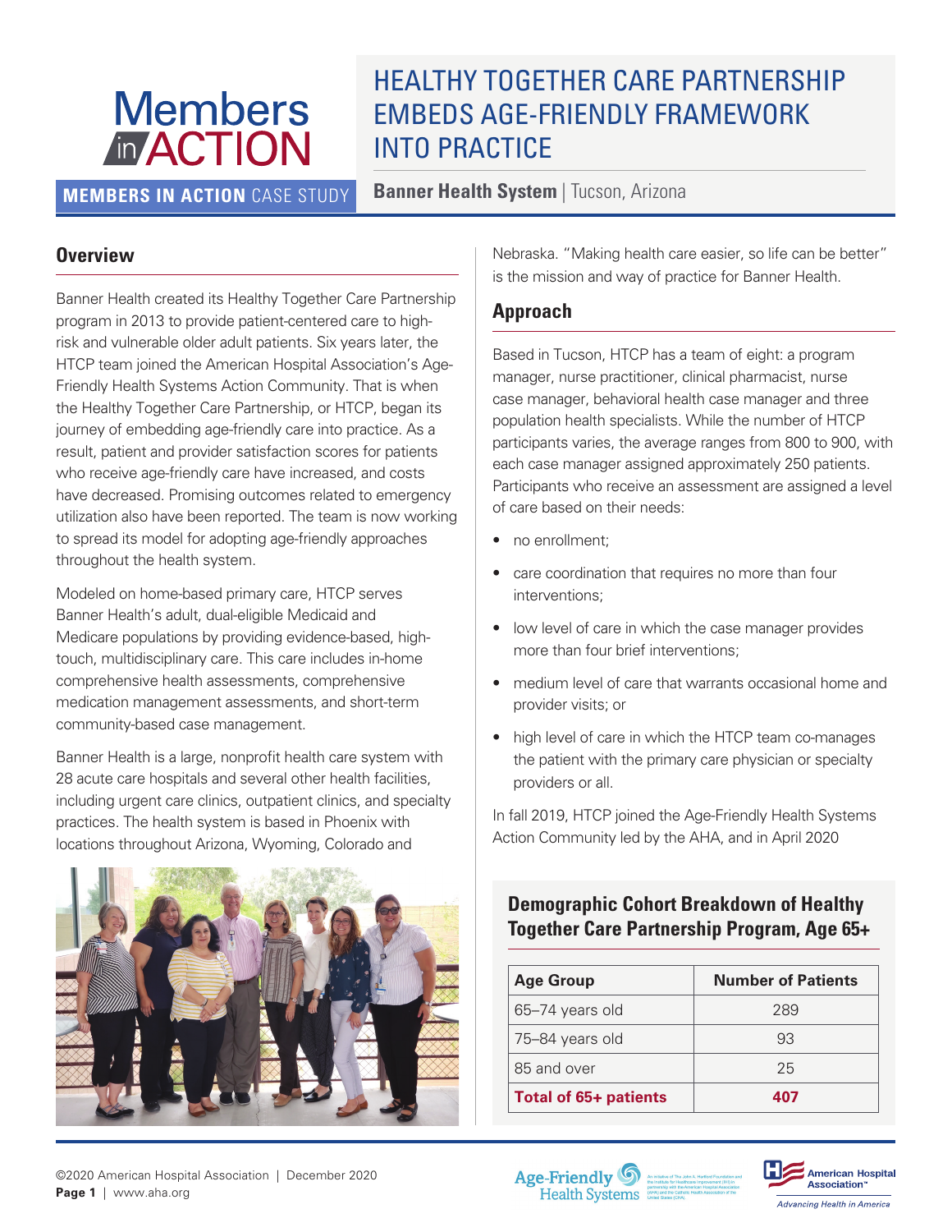Members in ACTION

# HEALTHY TOGETHER CARE PARTNERSHIP EMBEDS AGE-FRIENDLY FRAMEWORK INTO PRACTICE

**MEMBERS IN ACTION** CASE STUDY

**Banner Health System** | Tucson, Arizona

## Overview

Banner Health created its Healthy Together Care Partnership program in 2013 to provide patient-centered care to high-risk and vulnerable older adult patients. Six years later, the HTCP team joined the American Hospital Association's Age-Friendly Health Systems Action Community. That is when the Healthy Together Care Partnership, or HTCP, began its journey of embedding age-friendly care into practice. As a result, patient and provider satisfaction scores for patients who receive age-friendly care have increased, and costs have decreased. Promising outcomes related to emergency utilization also have been reported. The team is now working to spread its model for adopting age-friendly approaches throughout the health system.

Modeled on home-based primary care, HTCP serves Banner Health's adult, dual-eligible Medicaid and Medicare populations by providing evidence-based, high-touch, multidisciplinary care. This care includes in-home comprehensive health assessments, comprehensive medication management assessments, and short-term community-based case management.

Banner Health is a large, nonprofit health care system with 28 acute care hospitals and several other health facilities, including urgent care clinics, outpatient clinics, and specialty practices. The health system is based in Phoenix with locations throughout Arizona, Wyoming, Colorado and Nebraska. "Making health care easier, so life can be better" is the mission and way of practice for Banner Health.

## Approach

Based in Tucson, HTCP has a team of eight: a program manager, nurse practitioner, clinical pharmacist, nurse case manager, behavioral health case manager and three population health specialists. While the number of HTCP participants varies, the average ranges from 800 to 900, with each case manager assigned approximately 250 patients. Participants who receive an assessment are assigned a level of care based on their needs:

- no enrollment;
- care coordination that requires no more than four interventions;
- low level of care in which the case manager provides more than four brief interventions;
- medium level of care that warrants occasional home and provider visits; or
- high level of care in which the HTCP team co-manages the patient with the primary care physician or specialty providers or all.

In fall 2019, HTCP joined the Age-Friendly Health Systems Action Community led by the AHA, and in April 2020

### Demographic Cohort Breakdown of Healthy Together Care Partnership Program, Age 65+

| Age Group | Number of Patients |
|---|---|
| 65–74 years old | 289 |
| 75–84 years old | 93 |
| 85 and over | 25 |
| **Total of 65+ patients** | **407** |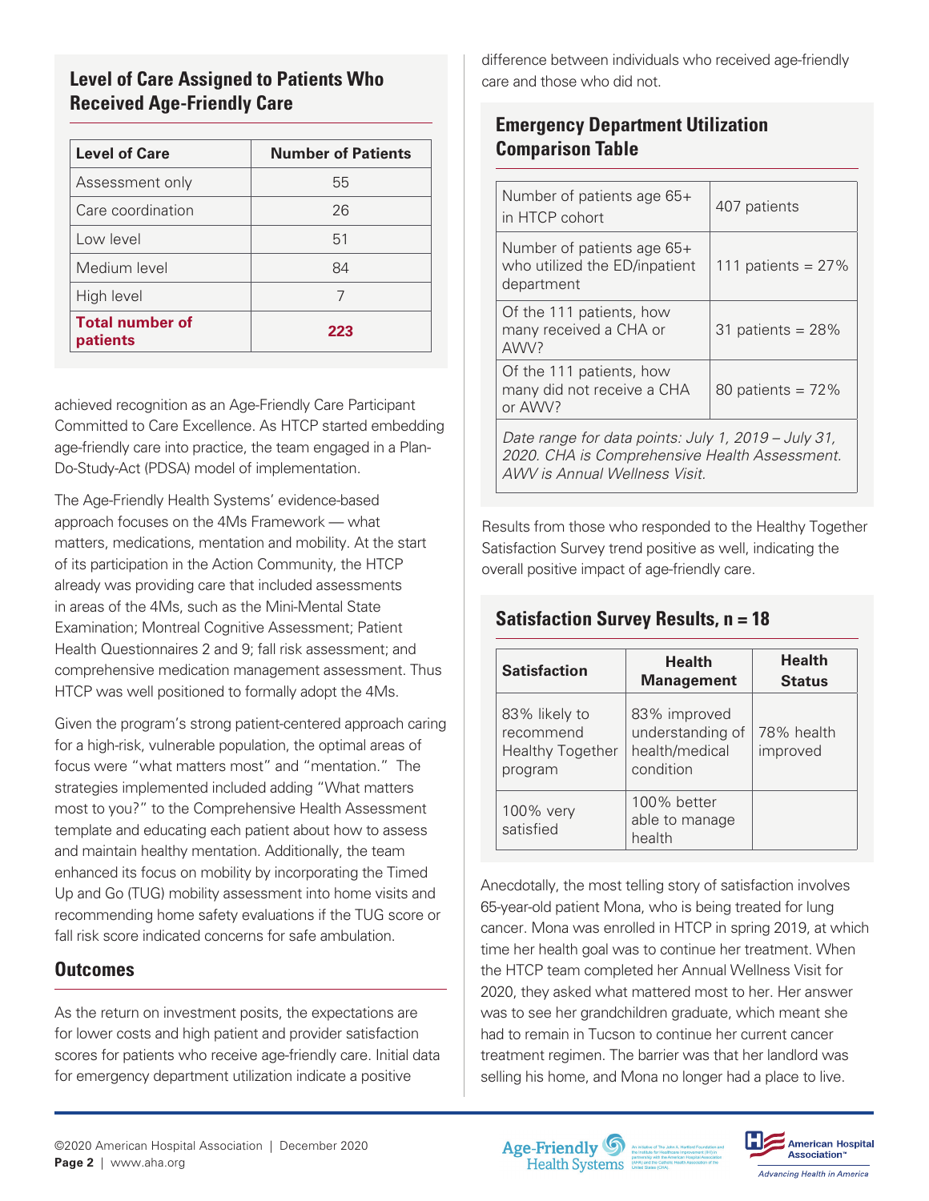### Level of Care Assigned to Patients Who Received Age-Friendly Care

| Level of Care | Number of Patients |
|---|---|
| Assessment only | 55 |
| Care coordination | 26 |
| Low level | 51 |
| Medium level | 84 |
| High level | 7 |
| **Total number of patients** | **223** |

achieved recognition as an Age-Friendly Care Participant Committed to Care Excellence. As HTCP started embedding age-friendly care into practice, the team engaged in a Plan-Do-Study-Act (PDSA) model of implementation.

The Age-Friendly Health Systems' evidence-based approach focuses on the 4Ms Framework — what matters, medications, mentation and mobility. At the start of its participation in the Action Community, the HTCP already was providing care that included assessments in areas of the 4Ms, such as the Mini-Mental State Examination; Montreal Cognitive Assessment; Patient Health Questionnaires 2 and 9; fall risk assessment; and comprehensive medication management assessment. Thus HTCP was well positioned to formally adopt the 4Ms.

Given the program's strong patient-centered approach caring for a high-risk, vulnerable population, the optimal areas of focus were "what matters most" and "mentation." The strategies implemented included adding "What matters most to you?" to the Comprehensive Health Assessment template and educating each patient about how to assess and maintain healthy mentation. Additionally, the team enhanced its focus on mobility by incorporating the Timed Up and Go (TUG) mobility assessment into home visits and recommending home safety evaluations if the TUG score or fall risk score indicated concerns for safe ambulation.

## Outcomes

As the return on investment posits, the expectations are for lower costs and high patient and provider satisfaction scores for patients who receive age-friendly care. Initial data for emergency department utilization indicate a positive difference between individuals who received age-friendly care and those who did not.

### Emergency Department Utilization Comparison Table

| | |
|---|---|
| Number of patients age 65+ in HTCP cohort | 407 patients |
| Number of patients age 65+ who utilized the ED/inpatient department | 111 patients = 27% |
| Of the 111 patients, how many received a CHA or AWV? | 31 patients = 28% |
| Of the 111 patients, how many did not receive a CHA or AWV? | 80 patients = 72% |

*Date range for data points: July 1, 2019 – July 31, 2020. CHA is Comprehensive Health Assessment. AWV is Annual Wellness Visit.*

Results from those who responded to the Healthy Together Satisfaction Survey trend positive as well, indicating the overall positive impact of age-friendly care.

### Satisfaction Survey Results, n = 18

| Satisfaction | Health Management | Health Status |
|---|---|---|
| 83% likely to recommend Healthy Together program | 83% improved understanding of health/medical condition | 78% health improved |
| 100% very satisfied | 100% better able to manage health | |

Anecdotally, the most telling story of satisfaction involves 65-year-old patient Mona, who is being treated for lung cancer. Mona was enrolled in HTCP in spring 2019, at which time her health goal was to continue her treatment. When the HTCP team completed her Annual Wellness Visit for 2020, they asked what mattered most to her. Her answer was to see her grandchildren graduate, which meant she had to remain in Tucson to continue her current cancer treatment regimen. The barrier was that her landlord was selling his home, and Mona no longer had a place to live.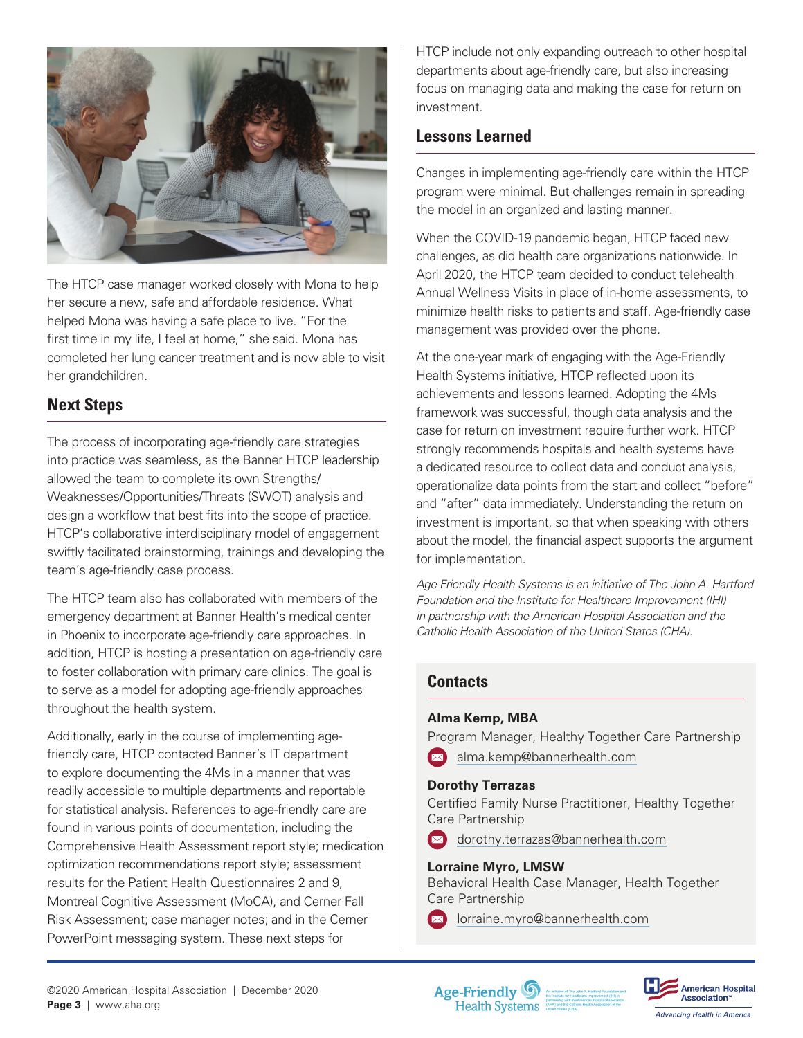The HTCP case manager worked closely with Mona to help her secure a new, safe and affordable residence. What helped Mona was having a safe place to live. "For the first time in my life, I feel at home," she said. Mona has completed her lung cancer treatment and is now able to visit her grandchildren.

## Next Steps

The process of incorporating age-friendly care strategies into practice was seamless, as the Banner HTCP leadership allowed the team to complete its own Strengths/Weaknesses/Opportunities/Threats (SWOT) analysis and design a workflow that best fits into the scope of practice. HTCP's collaborative interdisciplinary model of engagement swiftly facilitated brainstorming, trainings and developing the team's age-friendly case process.

The HTCP team also has collaborated with members of the emergency department at Banner Health's medical center in Phoenix to incorporate age-friendly care approaches. In addition, HTCP is hosting a presentation on age-friendly care to foster collaboration with primary care clinics. The goal is to serve as a model for adopting age-friendly approaches throughout the health system.

Additionally, early in the course of implementing age-friendly care, HTCP contacted Banner's IT department to explore documenting the 4Ms in a manner that was readily accessible to multiple departments and reportable for statistical analysis. References to age-friendly care are found in various points of documentation, including the Comprehensive Health Assessment report style; medication optimization recommendations report style; assessment results for the Patient Health Questionnaires 2 and 9, Montreal Cognitive Assessment (MoCA), and Cerner Fall Risk Assessment; case manager notes; and in the Cerner PowerPoint messaging system. These next steps for HTCP include not only expanding outreach to other hospital departments about age-friendly care, but also increasing focus on managing data and making the case for return on investment.

## Lessons Learned

Changes in implementing age-friendly care within the HTCP program were minimal. But challenges remain in spreading the model in an organized and lasting manner.

When the COVID-19 pandemic began, HTCP faced new challenges, as did health care organizations nationwide. In April 2020, the HTCP team decided to conduct telehealth Annual Wellness Visits in place of in-home assessments, to minimize health risks to patients and staff. Age-friendly case management was provided over the phone.

At the one-year mark of engaging with the Age-Friendly Health Systems initiative, HTCP reflected upon its achievements and lessons learned. Adopting the 4Ms framework was successful, though data analysis and the case for return on investment require further work. HTCP strongly recommends hospitals and health systems have a dedicated resource to collect data and conduct analysis, operationalize data points from the start and collect "before" and "after" data immediately. Understanding the return on investment is important, so that when speaking with others about the model, the financial aspect supports the argument for implementation.

*Age-Friendly Health Systems is an initiative of The John A. Hartford Foundation and the Institute for Healthcare Improvement (IHI) in partnership with the American Hospital Association and the Catholic Health Association of the United States (CHA).*

## Contacts

**Alma Kemp, MBA**
Program Manager, Healthy Together Care Partnership
alma.kemp@bannerhealth.com

**Dorothy Terrazas**
Certified Family Nurse Practitioner, Healthy Together Care Partnership
dorothy.terrazas@bannerhealth.com

**Lorraine Myro, LMSW**
Behavioral Health Case Manager, Health Together Care Partnership
lorraine.myro@bannerhealth.com

©2020 American Hospital Association | December 2020
www.aha.org